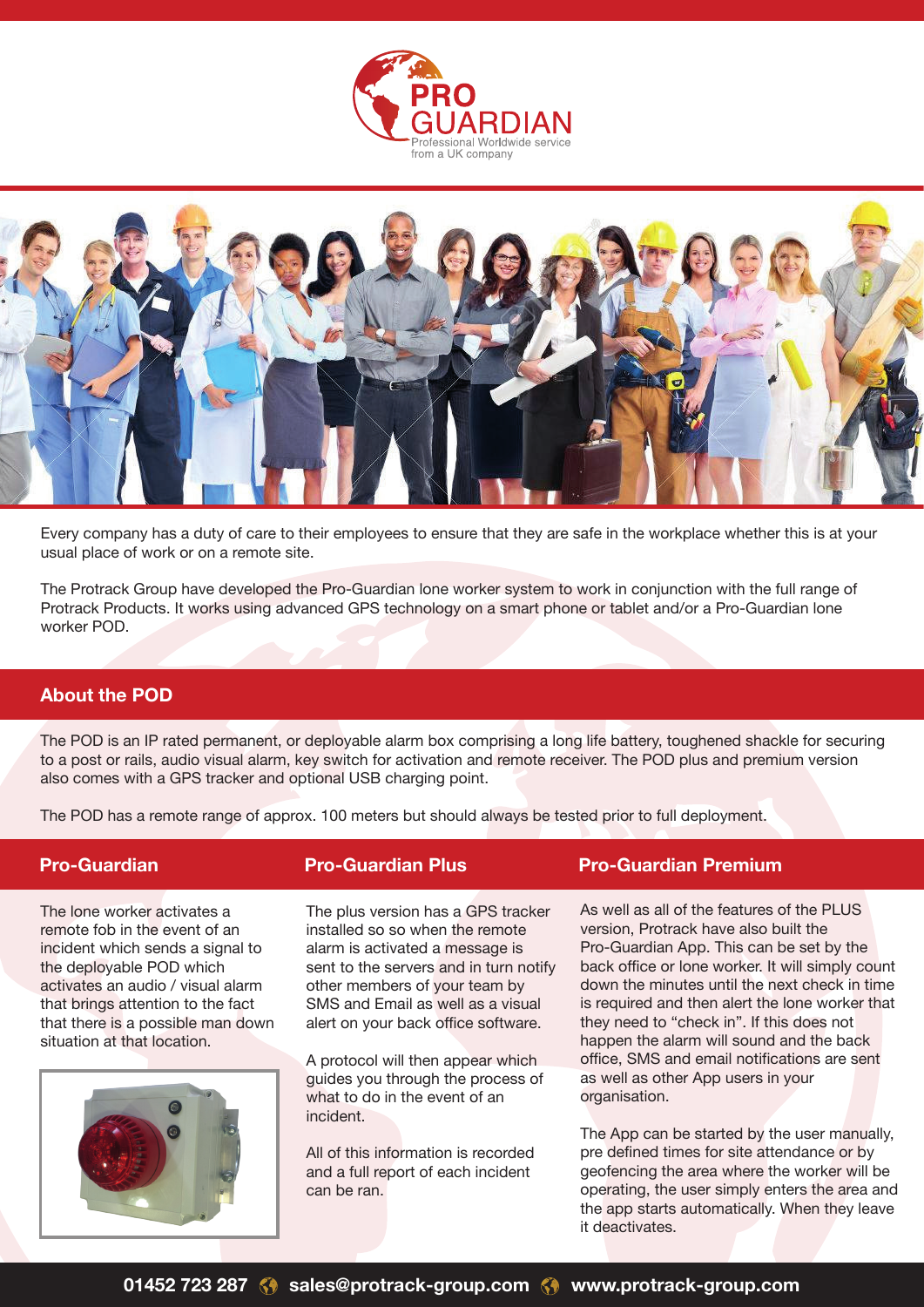# PRO GUARDIAN

Professional Worldwide service from a UK company

Every company has a duty of care to their employees to ensure that they are safe in the workplace whether this is at your usual place of work or on a remote site.

The Protrack Group have developed the Pro-Guardian lone worker system to work in conjunction with the full range of Protrack Products. It works using advanced GPS technology on a smart phone or tablet and/or a Pro-Guardian lone worker POD.

## About the POD

The POD is an IP rated permanent, or deployable alarm box comprising a long life battery, toughened shackle for securing to a post or rails, audio visual alarm, key switch for activation and remote receiver. The POD plus and premium version also comes with a GPS tracker and optional USB charging point.

The POD has a remote range of approx. 100 meters but should always be tested prior to full deployment.

## Pro-Guardian

The lone worker activates a remote fob in the event of an incident which sends a signal to the deployable POD which activates an audio / visual alarm that brings attention to the fact that there is a possible man down situation at that location.

## Pro-Guardian Plus

The plus version has a GPS tracker installed so so when the remote alarm is activated a message is sent to the servers and in turn notify other members of your team by SMS and Email as well as a visual alert on your back office software.

A protocol will then appear which guides you through the process of what to do in the event of an incident.

All of this information is recorded and a full report of each incident can be ran.

## Pro-Guardian Premium

As well as all of the features of the PLUS version, Protrack have also built the Pro-Guardian App. This can be set by the back office or lone worker. It will simply count down the minutes until the next check in time is required and then alert the lone worker that they need to "check in". If this does not happen the alarm will sound and the back office, SMS and email notifications are sent as well as other App users in your organisation.

The App can be started by the user manually, pre defined times for site attendance or by geofencing the area where the worker will be operating, the user simply enters the area and the app starts automatically. When they leave it deactivates.

01452 723 287 | sales@protrack-group.com | www.protrack-group.com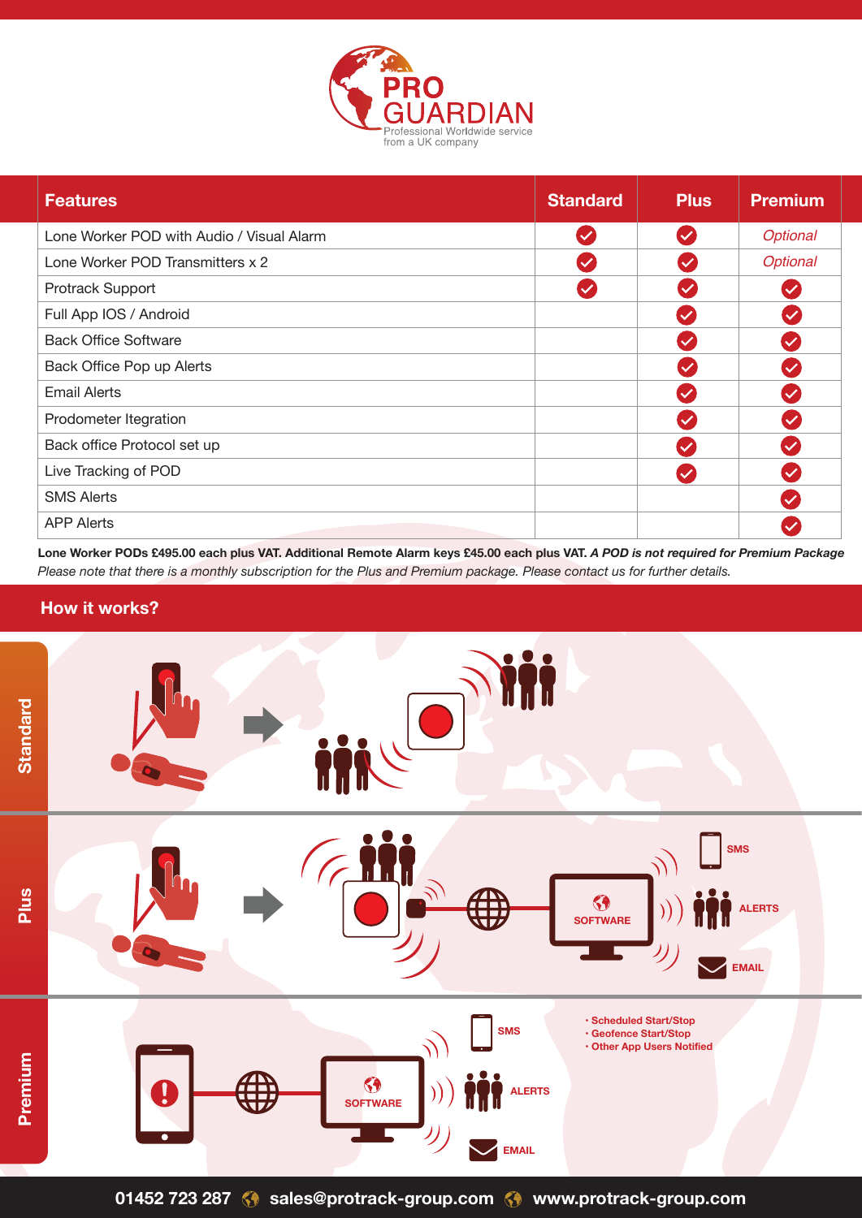# PRO GUARDIAN

Professional Worldwide service from a UK company

| Features | Standard | Plus | Premium |
|---|---|---|---|
| Lone Worker POD with Audio / Visual Alarm | ✓ | ✓ | *Optional* |
| Lone Worker POD Transmitters x 2 | ✓ | ✓ | *Optional* |
| Protrack Support | ✓ | ✓ | ✓ |
| Full App IOS / Android | | ✓ | ✓ |
| Back Office Software | | ✓ | ✓ |
| Back Office Pop up Alerts | | ✓ | ✓ |
| Email Alerts | | ✓ | ✓ |
| Prodometer Itegration | | ✓ | ✓ |
| Back office Protocol set up | | ✓ | ✓ |
| Live Tracking of POD | | ✓ | ✓ |
| SMS Alerts | | | ✓ |
| APP Alerts | | | ✓ |

**Lone Worker PODs £495.00 each plus VAT. Additional Remote Alarm keys £45.00 each plus VAT.** ***A POD is not required for Premium Package***

*Please note that there is a monthly subscription for the Plus and Premium package. Please contact us for further details.*

## How it works?

**Standard**

**Plus**

SOFTWARE

SMS

ALERTS

EMAIL

**Premium**

SOFTWARE

SMS

ALERTS

EMAIL

- Scheduled Start/Stop
- Geofence Start/Stop
- Other App Users Notified

**01452 723 287** **sales@protrack-group.com** **www.protrack-group.com**